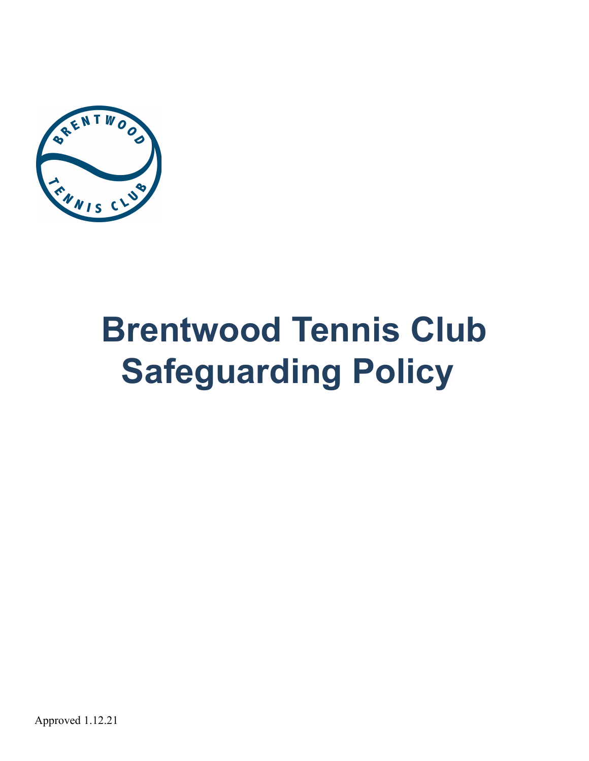# Brentwood Tennis Club Safeguarding Policy

Approved 1.12.21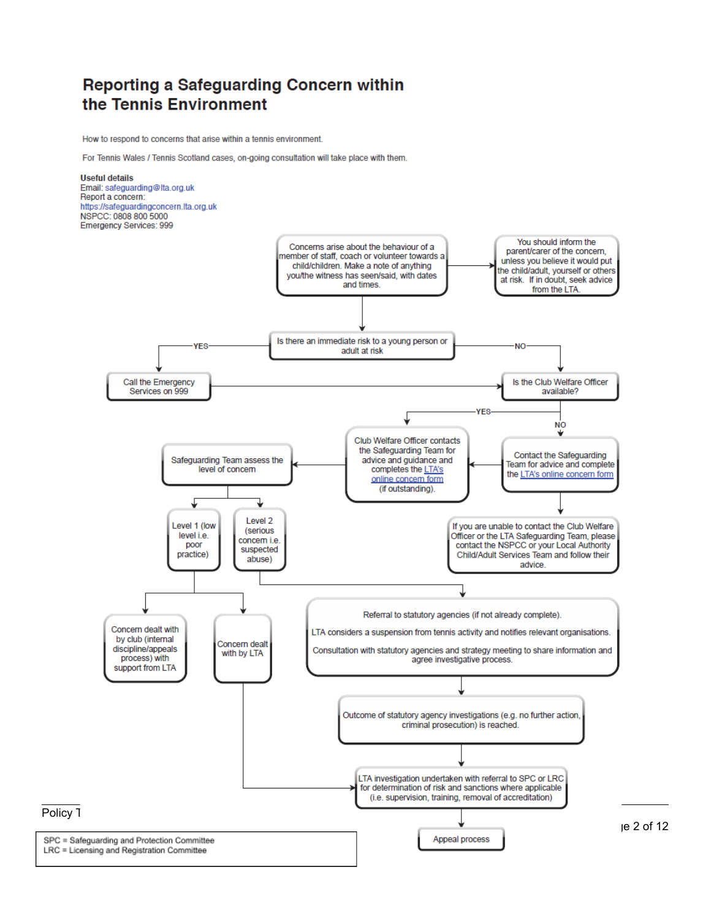# Reporting a Safeguarding Concern within the Tennis Environment

How to respond to concerns that arise within a tennis environment.

For Tennis Wales / Tennis Scotland cases, on-going consultation will take place with them.

**Useful details**
Email: safeguarding@lta.org.uk
Report a concern:
https://safeguardingconcern.lta.org.uk
NSPCC: 0808 800 5000
Emergency Services: 999

Concerns arise about the behaviour of a member of staff, coach or volunteer towards a child/children. Make a note of anything you/the witness has seen/said, with dates and times.

→ You should inform the parent/carer of the concern, unless you believe it would put the child/adult, yourself or others at risk. If in doubt, seek advice from the LTA.

↓

Is there an immediate risk to a young person or adult at risk

- YES → Call the Emergency Services on 999 → Is the Club Welfare Officer available?
- NO → Is the Club Welfare Officer available?

Is the Club Welfare Officer available?

- YES → Club Welfare Officer contacts the Safeguarding Team for advice and guidance and completes the LTA's online concern form (if outstanding).
- NO → Contact the Safeguarding Team for advice and complete the LTA's online concern form → Club Welfare Officer contacts the Safeguarding Team...
  - ↓ If you are unable to contact the Club Welfare Officer or the LTA Safeguarding Team, please contact the NSPCC or your Local Authority Child/Adult Services Team and follow their advice.

Club Welfare Officer contacts the Safeguarding Team → Safeguarding Team assess the level of concern

- Level 1 (low level i.e. poor practice)
  - Concern dealt with by club (internal discipline/appeals process) with support from LTA
  - Concern dealt with by LTA → LTA investigation undertaken with referral to SPC or LRC for determination of risk and sanctions where applicable (i.e. supervision, training, removal of accreditation)
- Level 2 (serious concern i.e. suspected abuse)
  - Referral to statutory agencies (if not already complete).
    LTA considers a suspension from tennis activity and notifies relevant organisations.
    Consultation with statutory agencies and strategy meeting to share information and agree investigative process.
  - ↓ Outcome of statutory agency investigations (e.g. no further action, criminal prosecution) is reached.
  - ↓ LTA investigation undertaken with referral to SPC or LRC for determination of risk and sanctions where applicable (i.e. supervision, training, removal of accreditation)
  - ↓ Appeal process

SPC = Safeguarding and Protection Committee
LRC = Licensing and Registration Committee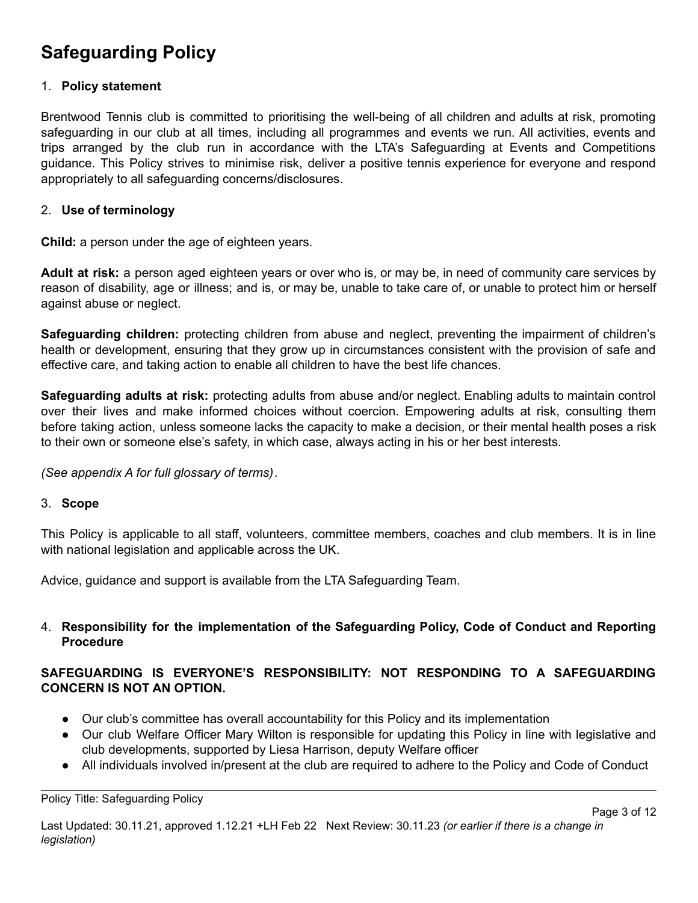# Safeguarding Policy

1. **Policy statement**

Brentwood Tennis club is committed to prioritising the well-being of all children and adults at risk, promoting safeguarding in our club at all times, including all programmes and events we run. All activities, events and trips arranged by the club run in accordance with the LTA's Safeguarding at Events and Competitions guidance. This Policy strives to minimise risk, deliver a positive tennis experience for everyone and respond appropriately to all safeguarding concerns/disclosures.

2. **Use of terminology**

**Child:** a person under the age of eighteen years.

**Adult at risk:** a person aged eighteen years or over who is, or may be, in need of community care services by reason of disability, age or illness; and is, or may be, unable to take care of, or unable to protect him or herself against abuse or neglect.

**Safeguarding children:** protecting children from abuse and neglect, preventing the impairment of children's health or development, ensuring that they grow up in circumstances consistent with the provision of safe and effective care, and taking action to enable all children to have the best life chances.

**Safeguarding adults at risk:** protecting adults from abuse and/or neglect. Enabling adults to maintain control over their lives and make informed choices without coercion. Empowering adults at risk, consulting them before taking action, unless someone lacks the capacity to make a decision, or their mental health poses a risk to their own or someone else's safety, in which case, always acting in his or her best interests.

*(See appendix A for full glossary of terms)*.

3. **Scope**

This Policy is applicable to all staff, volunteers, committee members, coaches and club members. It is in line with national legislation and applicable across the UK.

Advice, guidance and support is available from the LTA Safeguarding Team.

4. **Responsibility for the implementation of the Safeguarding Policy, Code of Conduct and Reporting Procedure**

**SAFEGUARDING IS EVERYONE'S RESPONSIBILITY: NOT RESPONDING TO A SAFEGUARDING CONCERN IS NOT AN OPTION.**

- Our club's committee has overall accountability for this Policy and its implementation
- Our club Welfare Officer Mary Wilton is responsible for updating this Policy in line with legislative and club developments, supported by Liesa Harrison, deputy Welfare officer
- All individuals involved in/present at the club are required to adhere to the Policy and Code of Conduct

Policy Title: Safeguarding Policy

Last Updated: 30.11.21, approved 1.12.21 +LH Feb 22 Next Review: 30.11.23 *(or earlier if there is a change in legislation)*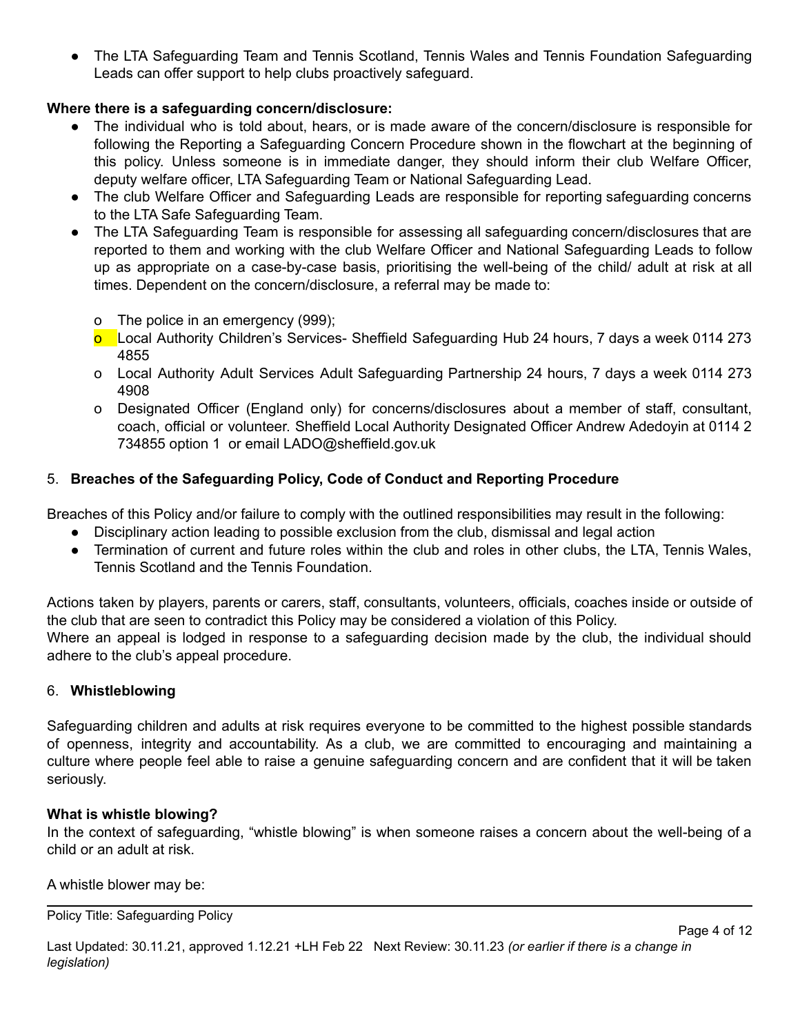- The LTA Safeguarding Team and Tennis Scotland, Tennis Wales and Tennis Foundation Safeguarding Leads can offer support to help clubs proactively safeguard.

**Where there is a safeguarding concern/disclosure:**

- The individual who is told about, hears, or is made aware of the concern/disclosure is responsible for following the Reporting a Safeguarding Concern Procedure shown in the flowchart at the beginning of this policy. Unless someone is in immediate danger, they should inform their club Welfare Officer, deputy welfare officer, LTA Safeguarding Team or National Safeguarding Lead.
- The club Welfare Officer and Safeguarding Leads are responsible for reporting safeguarding concerns to the LTA Safe Safeguarding Team.
- The LTA Safeguarding Team is responsible for assessing all safeguarding concern/disclosures that are reported to them and working with the club Welfare Officer and National Safeguarding Leads to follow up as appropriate on a case-by-case basis, prioritising the well-being of the child/ adult at risk at all times. Dependent on the concern/disclosure, a referral may be made to:
  - The police in an emergency (999);
  - Local Authority Children's Services- Sheffield Safeguarding Hub 24 hours, 7 days a week 0114 273 4855
  - Local Authority Adult Services Adult Safeguarding Partnership 24 hours, 7 days a week 0114 273 4908
  - Designated Officer (England only) for concerns/disclosures about a member of staff, consultant, coach, official or volunteer. Sheffield Local Authority Designated Officer Andrew Adedoyin at 0114 2 734855 option 1 or email LADO@sheffield.gov.uk

## 5. Breaches of the Safeguarding Policy, Code of Conduct and Reporting Procedure

Breaches of this Policy and/or failure to comply with the outlined responsibilities may result in the following:

- Disciplinary action leading to possible exclusion from the club, dismissal and legal action
- Termination of current and future roles within the club and roles in other clubs, the LTA, Tennis Wales, Tennis Scotland and the Tennis Foundation.

Actions taken by players, parents or carers, staff, consultants, volunteers, officials, coaches inside or outside of the club that are seen to contradict this Policy may be considered a violation of this Policy.
Where an appeal is lodged in response to a safeguarding decision made by the club, the individual should adhere to the club's appeal procedure.

## 6. Whistleblowing

Safeguarding children and adults at risk requires everyone to be committed to the highest possible standards of openness, integrity and accountability. As a club, we are committed to encouraging and maintaining a culture where people feel able to raise a genuine safeguarding concern and are confident that it will be taken seriously.

**What is whistle blowing?**
In the context of safeguarding, "whistle blowing" is when someone raises a concern about the well-being of a child or an adult at risk.

A whistle blower may be: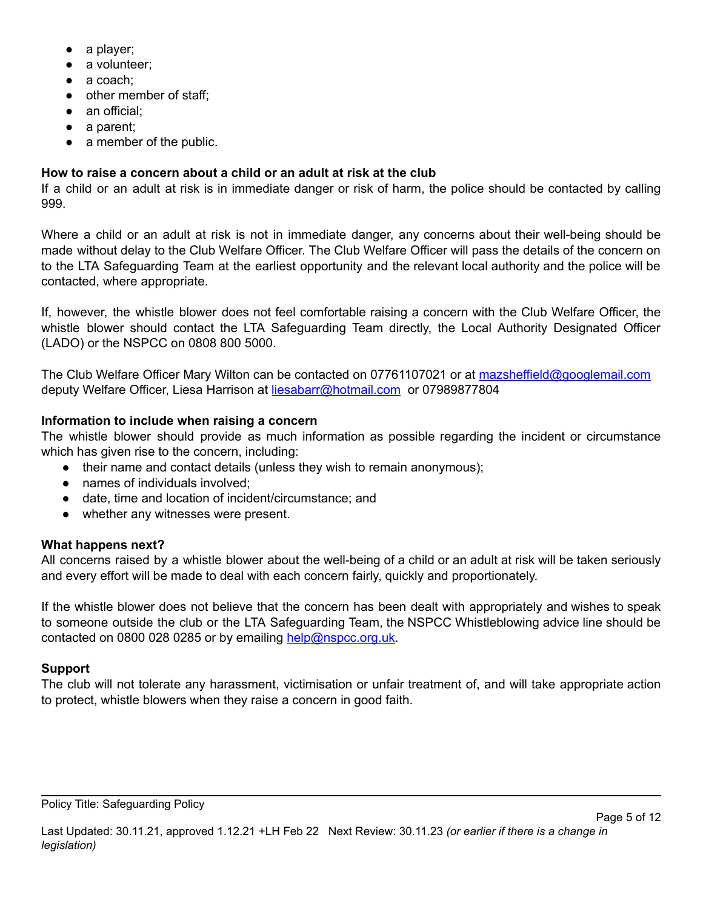- a player;
- a volunteer;
- a coach;
- other member of staff;
- an official;
- a parent;
- a member of the public.

**How to raise a concern about a child or an adult at risk at the club**

If a child or an adult at risk is in immediate danger or risk of harm, the police should be contacted by calling 999.

Where a child or an adult at risk is not in immediate danger, any concerns about their well-being should be made without delay to the Club Welfare Officer. The Club Welfare Officer will pass the details of the concern on to the LTA Safeguarding Team at the earliest opportunity and the relevant local authority and the police will be contacted, where appropriate.

If, however, the whistle blower does not feel comfortable raising a concern with the Club Welfare Officer, the whistle blower should contact the LTA Safeguarding Team directly, the Local Authority Designated Officer (LADO) or the NSPCC on 0808 800 5000.

The Club Welfare Officer Mary Wilton can be contacted on 07761107021 or at mazsheffield@googlemail.com deputy Welfare Officer, Liesa Harrison at liesabarr@hotmail.com or 07989877804

**Information to include when raising a concern**

The whistle blower should provide as much information as possible regarding the incident or circumstance which has given rise to the concern, including:

- their name and contact details (unless they wish to remain anonymous);
- names of individuals involved;
- date, time and location of incident/circumstance; and
- whether any witnesses were present.

**What happens next?**

All concerns raised by a whistle blower about the well-being of a child or an adult at risk will be taken seriously and every effort will be made to deal with each concern fairly, quickly and proportionately.

If the whistle blower does not believe that the concern has been dealt with appropriately and wishes to speak to someone outside the club or the LTA Safeguarding Team, the NSPCC Whistleblowing advice line should be contacted on 0800 028 0285 or by emailing help@nspcc.org.uk.

**Support**

The club will not tolerate any harassment, victimisation or unfair treatment of, and will take appropriate action to protect, whistle blowers when they raise a concern in good faith.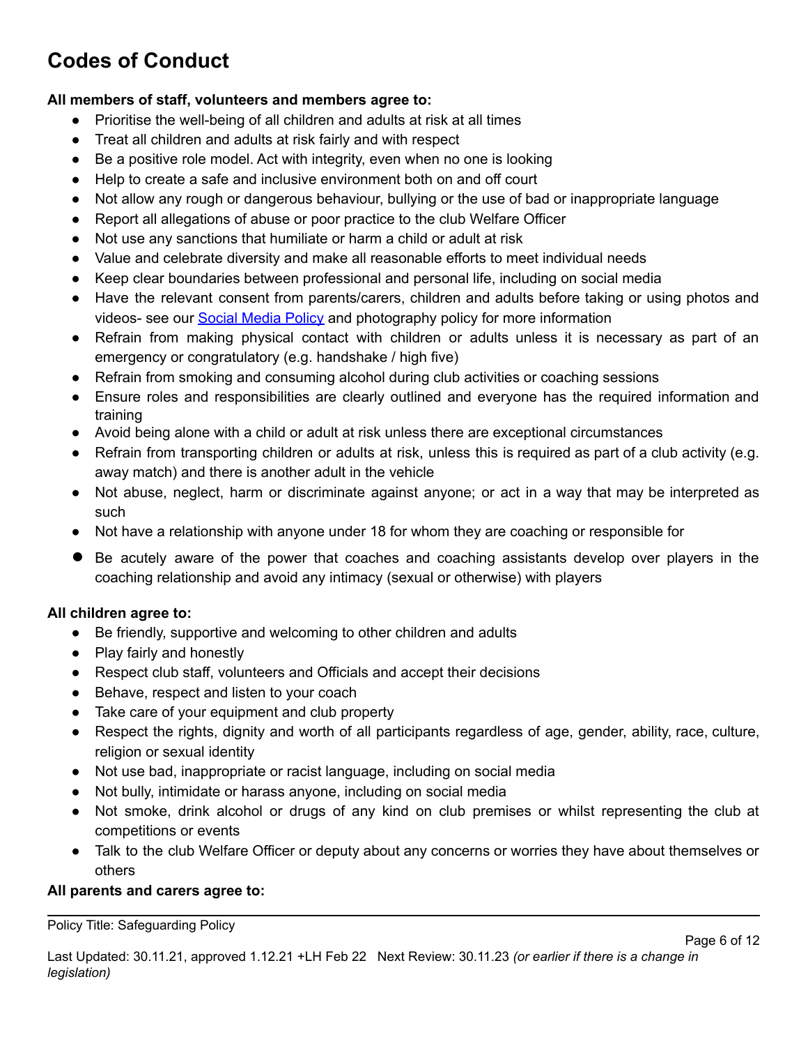# Codes of Conduct

**All members of staff, volunteers and members agree to:**

- Prioritise the well-being of all children and adults at risk at all times
- Treat all children and adults at risk fairly and with respect
- Be a positive role model. Act with integrity, even when no one is looking
- Help to create a safe and inclusive environment both on and off court
- Not allow any rough or dangerous behaviour, bullying or the use of bad or inappropriate language
- Report all allegations of abuse or poor practice to the club Welfare Officer
- Not use any sanctions that humiliate or harm a child or adult at risk
- Value and celebrate diversity and make all reasonable efforts to meet individual needs
- Keep clear boundaries between professional and personal life, including on social media
- Have the relevant consent from parents/carers, children and adults before taking or using photos and videos- see our Social Media Policy and photography policy for more information
- Refrain from making physical contact with children or adults unless it is necessary as part of an emergency or congratulatory (e.g. handshake / high five)
- Refrain from smoking and consuming alcohol during club activities or coaching sessions
- Ensure roles and responsibilities are clearly outlined and everyone has the required information and training
- Avoid being alone with a child or adult at risk unless there are exceptional circumstances
- Refrain from transporting children or adults at risk, unless this is required as part of a club activity (e.g. away match) and there is another adult in the vehicle
- Not abuse, neglect, harm or discriminate against anyone; or act in a way that may be interpreted as such
- Not have a relationship with anyone under 18 for whom they are coaching or responsible for
- Be acutely aware of the power that coaches and coaching assistants develop over players in the coaching relationship and avoid any intimacy (sexual or otherwise) with players

**All children agree to:**

- Be friendly, supportive and welcoming to other children and adults
- Play fairly and honestly
- Respect club staff, volunteers and Officials and accept their decisions
- Behave, respect and listen to your coach
- Take care of your equipment and club property
- Respect the rights, dignity and worth of all participants regardless of age, gender, ability, race, culture, religion or sexual identity
- Not use bad, inappropriate or racist language, including on social media
- Not bully, intimidate or harass anyone, including on social media
- Not smoke, drink alcohol or drugs of any kind on club premises or whilst representing the club at competitions or events
- Talk to the club Welfare Officer or deputy about any concerns or worries they have about themselves or others

**All parents and carers agree to:**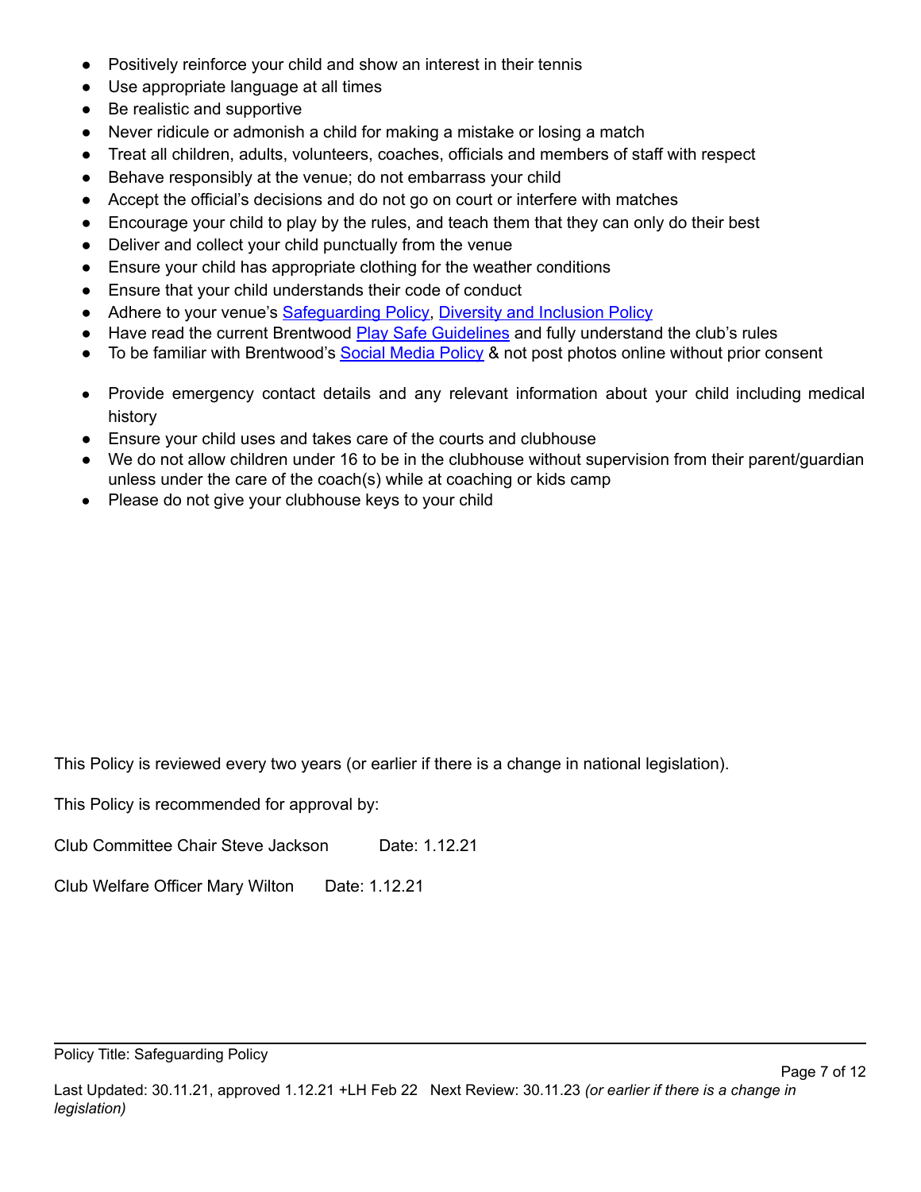- Positively reinforce your child and show an interest in their tennis
- Use appropriate language at all times
- Be realistic and supportive
- Never ridicule or admonish a child for making a mistake or losing a match
- Treat all children, adults, volunteers, coaches, officials and members of staff with respect
- Behave responsibly at the venue; do not embarrass your child
- Accept the official's decisions and do not go on court or interfere with matches
- Encourage your child to play by the rules, and teach them that they can only do their best
- Deliver and collect your child punctually from the venue
- Ensure your child has appropriate clothing for the weather conditions
- Ensure that your child understands their code of conduct
- Adhere to your venue's Safeguarding Policy, Diversity and Inclusion Policy
- Have read the current Brentwood Play Safe Guidelines and fully understand the club's rules
- To be familiar with Brentwood's Social Media Policy & not post photos online without prior consent
- Provide emergency contact details and any relevant information about your child including medical history
- Ensure your child uses and takes care of the courts and clubhouse
- We do not allow children under 16 to be in the clubhouse without supervision from their parent/guardian unless under the care of the coach(s) while at coaching or kids camp
- Please do not give your clubhouse keys to your child

This Policy is reviewed every two years (or earlier if there is a change in national legislation).

This Policy is recommended for approval by:

Club Committee Chair Steve Jackson  Date: 1.12.21

Club Welfare Officer Mary Wilton  Date: 1.12.21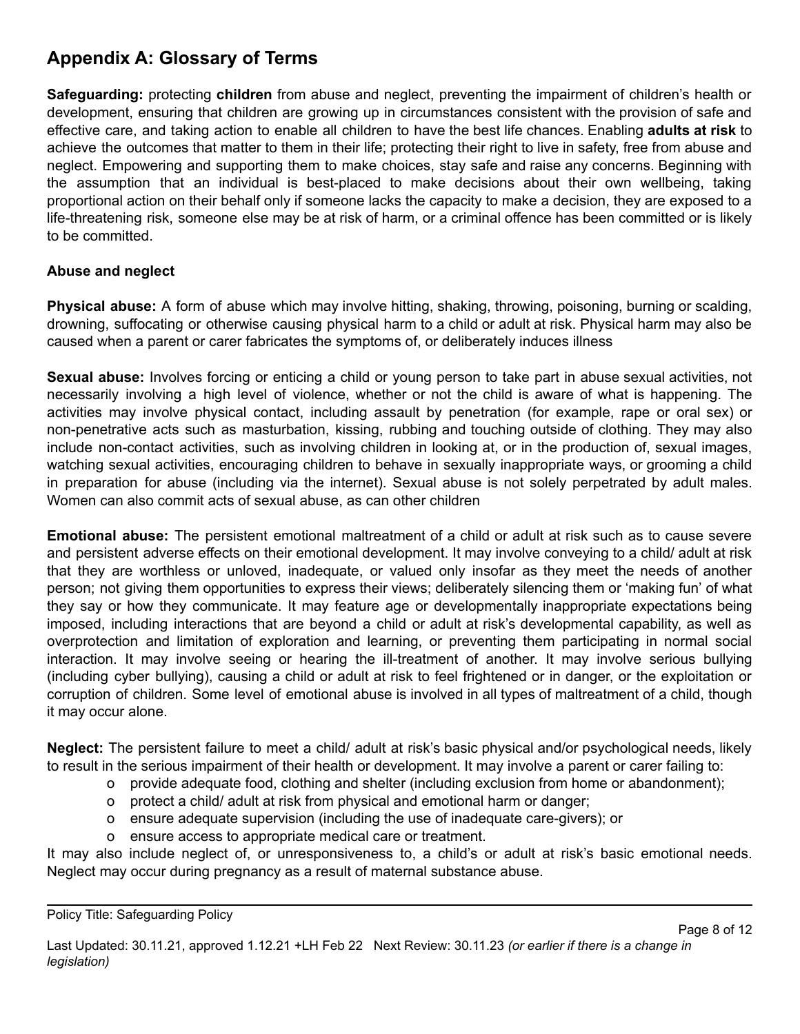## Appendix A: Glossary of Terms

**Safeguarding:** protecting **children** from abuse and neglect, preventing the impairment of children's health or development, ensuring that children are growing up in circumstances consistent with the provision of safe and effective care, and taking action to enable all children to have the best life chances. Enabling **adults at risk** to achieve the outcomes that matter to them in their life; protecting their right to live in safety, free from abuse and neglect. Empowering and supporting them to make choices, stay safe and raise any concerns. Beginning with the assumption that an individual is best-placed to make decisions about their own wellbeing, taking proportional action on their behalf only if someone lacks the capacity to make a decision, they are exposed to a life-threatening risk, someone else may be at risk of harm, or a criminal offence has been committed or is likely to be committed.

**Abuse and neglect**

**Physical abuse:** A form of abuse which may involve hitting, shaking, throwing, poisoning, burning or scalding, drowning, suffocating or otherwise causing physical harm to a child or adult at risk. Physical harm may also be caused when a parent or carer fabricates the symptoms of, or deliberately induces illness

**Sexual abuse:** Involves forcing or enticing a child or young person to take part in abuse sexual activities, not necessarily involving a high level of violence, whether or not the child is aware of what is happening. The activities may involve physical contact, including assault by penetration (for example, rape or oral sex) or non-penetrative acts such as masturbation, kissing, rubbing and touching outside of clothing. They may also include non-contact activities, such as involving children in looking at, or in the production of, sexual images, watching sexual activities, encouraging children to behave in sexually inappropriate ways, or grooming a child in preparation for abuse (including via the internet). Sexual abuse is not solely perpetrated by adult males. Women can also commit acts of sexual abuse, as can other children

**Emotional abuse:** The persistent emotional maltreatment of a child or adult at risk such as to cause severe and persistent adverse effects on their emotional development. It may involve conveying to a child/ adult at risk that they are worthless or unloved, inadequate, or valued only insofar as they meet the needs of another person; not giving them opportunities to express their views; deliberately silencing them or 'making fun' of what they say or how they communicate. It may feature age or developmentally inappropriate expectations being imposed, including interactions that are beyond a child or adult at risk's developmental capability, as well as overprotection and limitation of exploration and learning, or preventing them participating in normal social interaction. It may involve seeing or hearing the ill-treatment of another. It may involve serious bullying (including cyber bullying), causing a child or adult at risk to feel frightened or in danger, or the exploitation or corruption of children. Some level of emotional abuse is involved in all types of maltreatment of a child, though it may occur alone.

**Neglect:** The persistent failure to meet a child/ adult at risk's basic physical and/or psychological needs, likely to result in the serious impairment of their health or development. It may involve a parent or carer failing to:

- provide adequate food, clothing and shelter (including exclusion from home or abandonment);
- protect a child/ adult at risk from physical and emotional harm or danger;
- ensure adequate supervision (including the use of inadequate care-givers); or
- ensure access to appropriate medical care or treatment.

It may also include neglect of, or unresponsiveness to, a child's or adult at risk's basic emotional needs. Neglect may occur during pregnancy as a result of maternal substance abuse.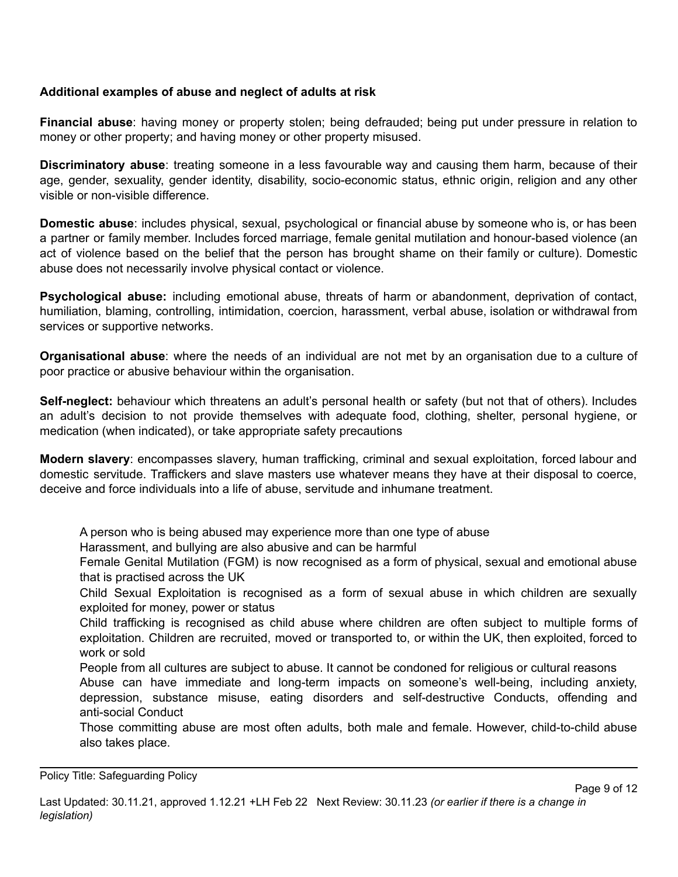**Additional examples of abuse and neglect of adults at risk**

**Financial abuse**: having money or property stolen; being defrauded; being put under pressure in relation to money or other property; and having money or other property misused.

**Discriminatory abuse**: treating someone in a less favourable way and causing them harm, because of their age, gender, sexuality, gender identity, disability, socio-economic status, ethnic origin, religion and any other visible or non-visible difference.

**Domestic abuse**: includes physical, sexual, psychological or financial abuse by someone who is, or has been a partner or family member. Includes forced marriage, female genital mutilation and honour-based violence (an act of violence based on the belief that the person has brought shame on their family or culture). Domestic abuse does not necessarily involve physical contact or violence.

**Psychological abuse:** including emotional abuse, threats of harm or abandonment, deprivation of contact, humiliation, blaming, controlling, intimidation, coercion, harassment, verbal abuse, isolation or withdrawal from services or supportive networks.

**Organisational abuse**: where the needs of an individual are not met by an organisation due to a culture of poor practice or abusive behaviour within the organisation.

**Self-neglect:** behaviour which threatens an adult's personal health or safety (but not that of others). Includes an adult's decision to not provide themselves with adequate food, clothing, shelter, personal hygiene, or medication (when indicated), or take appropriate safety precautions

**Modern slavery**: encompasses slavery, human trafficking, criminal and sexual exploitation, forced labour and domestic servitude. Traffickers and slave masters use whatever means they have at their disposal to coerce, deceive and force individuals into a life of abuse, servitude and inhumane treatment.

- A person who is being abused may experience more than one type of abuse
- Harassment, and bullying are also abusive and can be harmful
- Female Genital Mutilation (FGM) is now recognised as a form of physical, sexual and emotional abuse that is practised across the UK
- Child Sexual Exploitation is recognised as a form of sexual abuse in which children are sexually exploited for money, power or status
- Child trafficking is recognised as child abuse where children are often subject to multiple forms of exploitation. Children are recruited, moved or transported to, or within the UK, then exploited, forced to work or sold
- People from all cultures are subject to abuse. It cannot be condoned for religious or cultural reasons
- Abuse can have immediate and long-term impacts on someone's well-being, including anxiety, depression, substance misuse, eating disorders and self-destructive Conducts, offending and anti-social Conduct
- Those committing abuse are most often adults, both male and female. However, child-to-child abuse also takes place.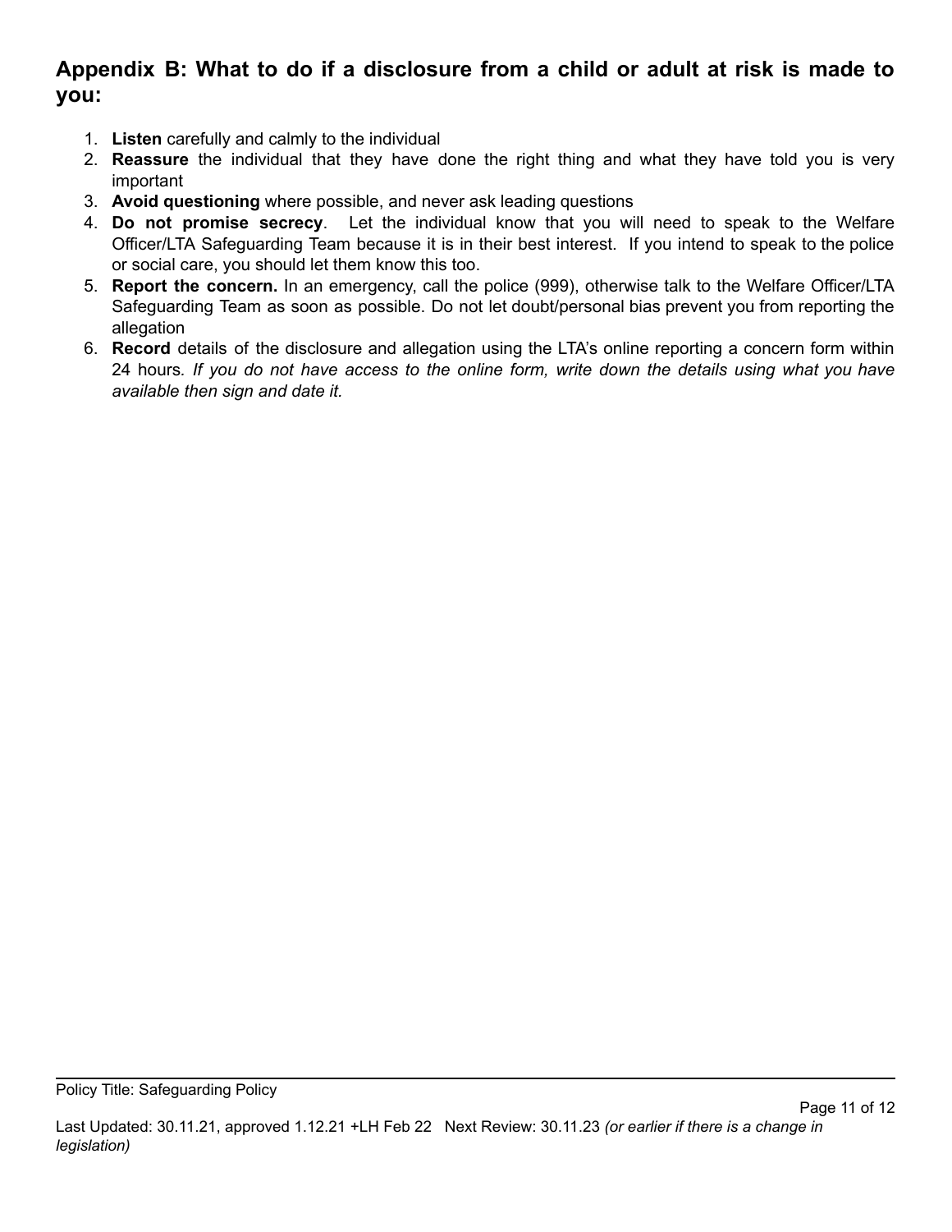## Appendix B: What to do if a disclosure from a child or adult at risk is made to you:

1. **Listen** carefully and calmly to the individual
2. **Reassure** the individual that they have done the right thing and what they have told you is very important
3. **Avoid questioning** where possible, and never ask leading questions
4. **Do not promise secrecy**. Let the individual know that you will need to speak to the Welfare Officer/LTA Safeguarding Team because it is in their best interest. If you intend to speak to the police or social care, you should let them know this too.
5. **Report the concern.** In an emergency, call the police (999), otherwise talk to the Welfare Officer/LTA Safeguarding Team as soon as possible. Do not let doubt/personal bias prevent you from reporting the allegation
6. **Record** details of the disclosure and allegation using the LTA's online reporting a concern form within 24 hours*. If you do not have access to the online form, write down the details using what you have available then sign and date it.*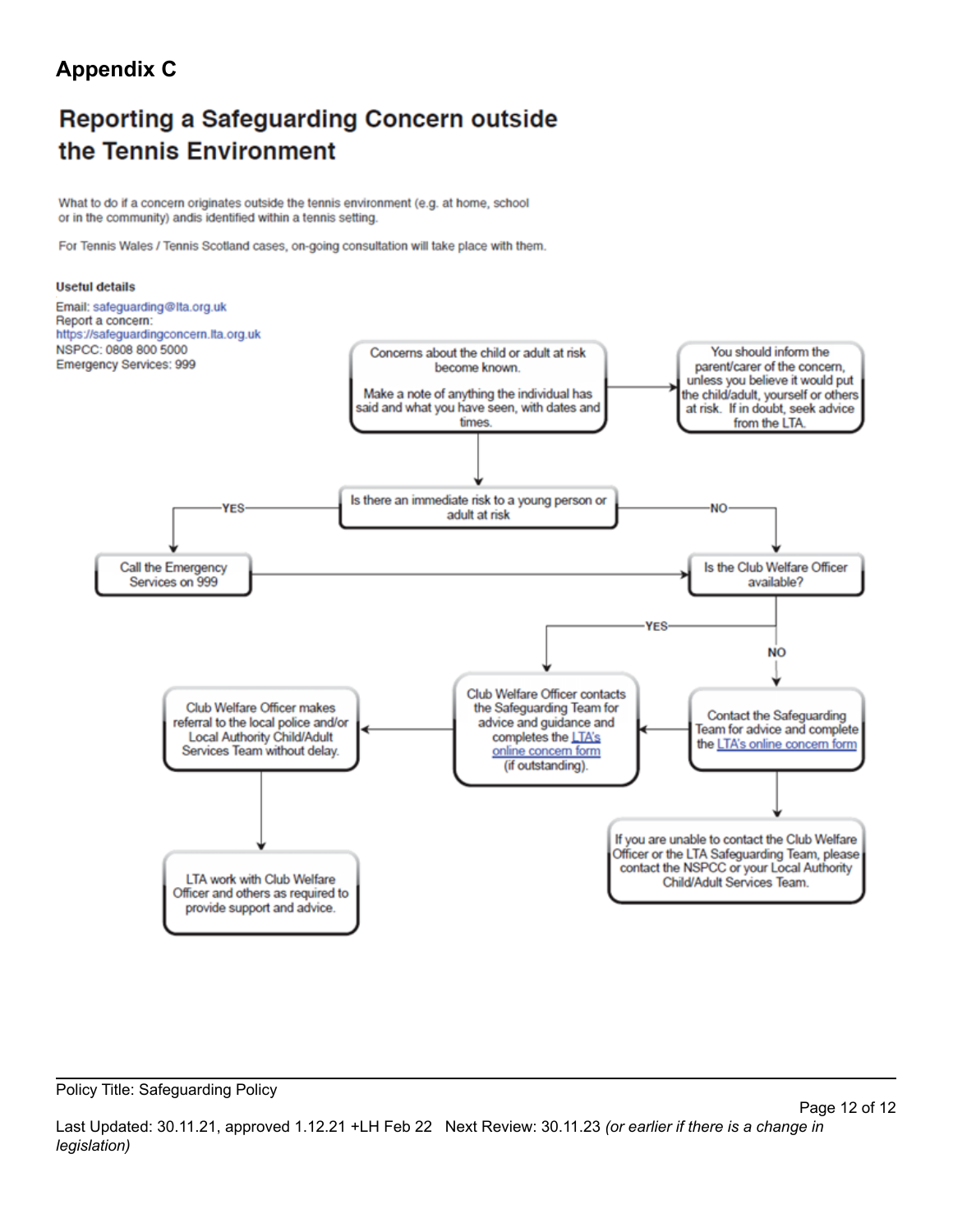# Appendix C

## Reporting a Safeguarding Concern outside the Tennis Environment

What to do if a concern originates outside the tennis environment (e.g. at home, school or in the community) andis identified within a tennis setting.

For Tennis Wales / Tennis Scotland cases, on-going consultation will take place with them.

**Useful details**

Email: safeguarding@lta.org.uk
Report a concern:
https://safeguardingconcern.lta.org.uk
NSPCC: 0808 800 5000
Emergency Services: 999

Concerns about the child or adult at risk become known.

Make a note of anything the individual has said and what you have seen, with dates and times.

You should inform the parent/carer of the concern, unless you believe it would put the child/adult, yourself or others at risk. If in doubt, seek advice from the LTA.

Is there an immediate risk to a young person or adult at risk

YES

NO

Call the Emergency Services on 999

Is the Club Welfare Officer available?

YES

NO

Club Welfare Officer contacts the Safeguarding Team for advice and guidance and completes the LTA's online concern form (if outstanding).

Contact the Safeguarding Team for advice and complete the LTA's online concern form

Club Welfare Officer makes referral to the local police and/or Local Authority Child/Adult Services Team without delay.

LTA work with Club Welfare Officer and others as required to provide support and advice.

If you are unable to contact the Club Welfare Officer or the LTA Safeguarding Team, please contact the NSPCC or your Local Authority Child/Adult Services Team.

Policy Title: Safeguarding Policy

Last Updated: 30.11.21, approved 1.12.21 +LH Feb 22 Next Review: 30.11.23 *(or earlier if there is a change in legislation)*